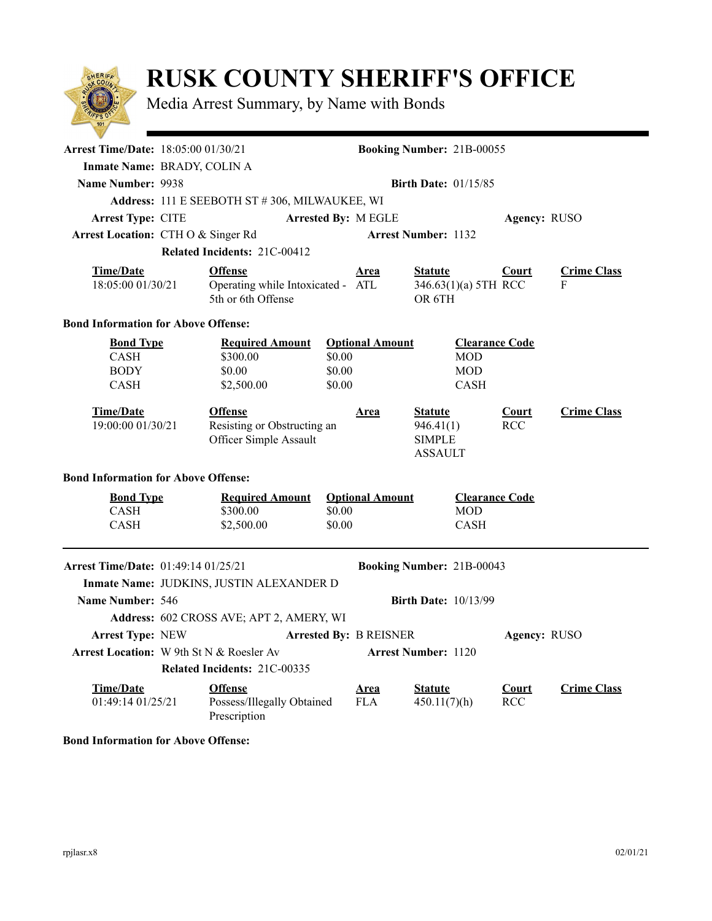# RUSK COUNTY SHERIFF'S OFFICE

Media Arrest Summary, by Name with Bonds

---

**Arrest Time/Date:** 18:05:00 01/30/21 **Booking Number:** 21B-00055

**Inmate Name:** BRADY, COLIN A

**Name Number:** 9938 **Birth Date:** 01/15/85

**Address:** 111 E SEEBOTH ST # 306, MILWAUKEE, WI

**Arrest Type:** CITE **Arrested By:** M EGLE **Agency:** RUSO

**Arrest Location:** CTH O & Singer Rd **Arrest Number:** 1132

**Related Incidents:** 21C-00412

| Time/Date | Offense | Area | Statute | Court | Crime Class |
|---|---|---|---|---|---|
| 18:05:00 01/30/21 | Operating while Intoxicated - 5th or 6th Offense | ATL | 346.63(1)(a) 5TH OR 6TH | RCC | F |

**Bond Information for Above Offense:**

| Bond Type | Required Amount | Optional Amount | Clearance Code |
|---|---|---|---|
| CASH | $300.00 | $0.00 | MOD |
| BODY | $0.00 | $0.00 | MOD |
| CASH | $2,500.00 | $0.00 | CASH |

| Time/Date | Offense | Area | Statute | Court | Crime Class |
|---|---|---|---|---|---|
| 19:00:00 01/30/21 | Resisting or Obstructing an Officer Simple Assault | | 946.41(1) SIMPLE ASSAULT | RCC | |

**Bond Information for Above Offense:**

| Bond Type | Required Amount | Optional Amount | Clearance Code |
|---|---|---|---|
| CASH | $300.00 | $0.00 | MOD |
| CASH | $2,500.00 | $0.00 | CASH |

---

**Arrest Time/Date:** 01:49:14 01/25/21 **Booking Number:** 21B-00043

**Inmate Name:** JUDKINS, JUSTIN ALEXANDER D

**Name Number:** 546 **Birth Date:** 10/13/99

**Address:** 602 CROSS AVE; APT 2, AMERY, WI

**Arrest Type:** NEW **Arrested By:** B REISNER **Agency:** RUSO

**Arrest Location:** W 9th St N & Roesler Av **Arrest Number:** 1120

**Related Incidents:** 21C-00335

| Time/Date | Offense | Area | Statute | Court | Crime Class |
|---|---|---|---|---|---|
| 01:49:14 01/25/21 | Possess/Illegally Obtained Prescription | FLA | 450.11(7)(h) | RCC | |

**Bond Information for Above Offense:**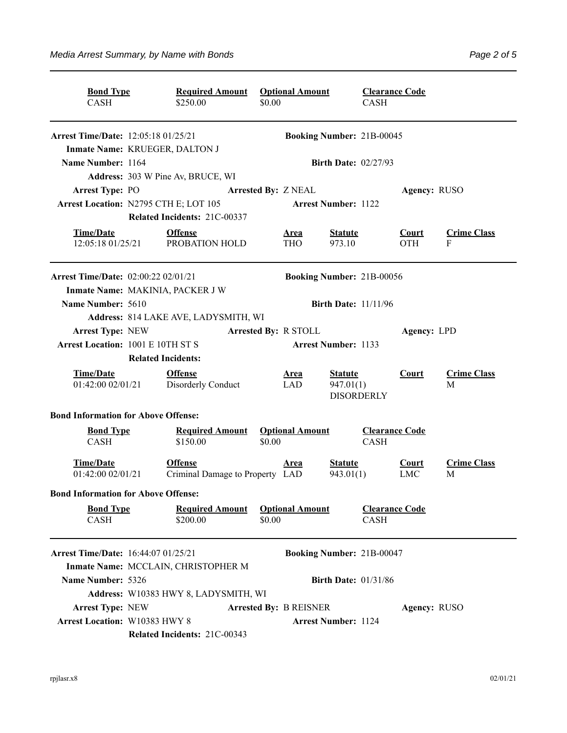| Bond Type | Required Amount | Optional Amount | Clearance Code |
|---|---|---|---|
| CASH | $250.00 | $0.00 | CASH |

---

**Arrest Time/Date:** 12:05:18 01/25/21 **Booking Number:** 21B-00045
**Inmate Name:** KRUEGER, DALTON J
**Name Number:** 1164 **Birth Date:** 02/27/93
**Address:** 303 W Pine Av, BRUCE, WI
**Arrest Type:** PO **Arrested By:** Z NEAL **Agency:** RUSO
**Arrest Location:** N2795 CTH E; LOT 105 **Arrest Number:** 1122
**Related Incidents:** 21C-00337

| Time/Date | Offense | Area | Statute | Court | Crime Class |
|---|---|---|---|---|---|
| 12:05:18 01/25/21 | PROBATION HOLD | THO | 973.10 | OTH | F |

---

**Arrest Time/Date:** 02:00:22 02/01/21 **Booking Number:** 21B-00056
**Inmate Name:** MAKINIA, PACKER J W
**Name Number:** 5610 **Birth Date:** 11/11/96
**Address:** 814 LAKE AVE, LADYSMITH, WI
**Arrest Type:** NEW **Arrested By:** R STOLL **Agency:** LPD
**Arrest Location:** 1001 E 10TH ST S **Arrest Number:** 1133
**Related Incidents:**

| Time/Date | Offense | Area | Statute | Court | Crime Class |
|---|---|---|---|---|---|
| 01:42:00 02/01/21 | Disorderly Conduct | LAD | 947.01(1) DISORDERLY | | M |

**Bond Information for Above Offense:**

| Bond Type | Required Amount | Optional Amount | Clearance Code |
|---|---|---|---|
| CASH | $150.00 | $0.00 | CASH |

| Time/Date | Offense | Area | Statute | Court | Crime Class |
|---|---|---|---|---|---|
| 01:42:00 02/01/21 | Criminal Damage to Property | LAD | 943.01(1) | LMC | M |

**Bond Information for Above Offense:**

| Bond Type | Required Amount | Optional Amount | Clearance Code |
|---|---|---|---|
| CASH | $200.00 | $0.00 | CASH |

---

**Arrest Time/Date:** 16:44:07 01/25/21 **Booking Number:** 21B-00047
**Inmate Name:** MCCLAIN, CHRISTOPHER M
**Name Number:** 5326 **Birth Date:** 01/31/86
**Address:** W10383 HWY 8, LADYSMITH, WI
**Arrest Type:** NEW **Arrested By:** B REISNER **Agency:** RUSO
**Arrest Location:** W10383 HWY 8 **Arrest Number:** 1124
**Related Incidents:** 21C-00343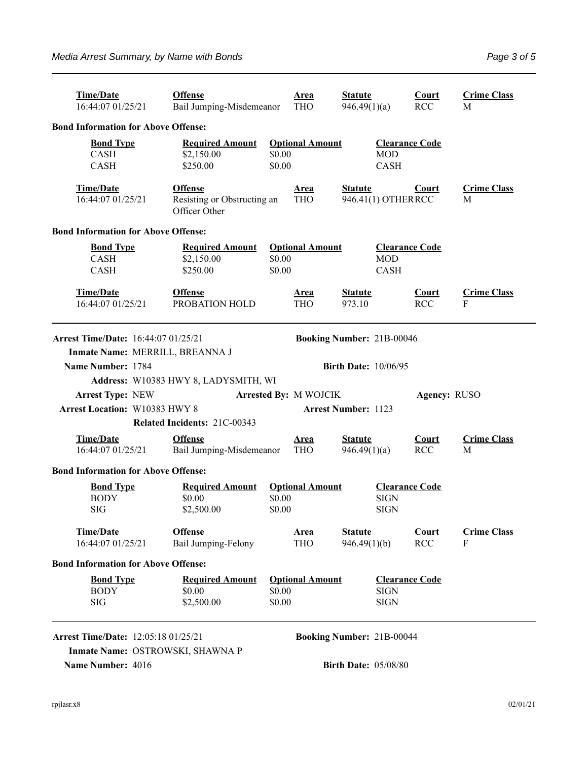| Time/Date | Offense | Area | Statute | Court | Crime Class |
|---|---|---|---|---|---|
| 16:44:07 01/25/21 | Bail Jumping-Misdemeanor | THO | 946.49(1)(a) | RCC | M |

**Bond Information for Above Offense:**

| Bond Type | Required Amount | Optional Amount | Clearance Code |
|---|---|---|---|
| CASH | $2,150.00 | $0.00 | MOD |
| CASH | $250.00 | $0.00 | CASH |

| Time/Date | Offense | Area | Statute | Court | Crime Class |
|---|---|---|---|---|---|
| 16:44:07 01/25/21 | Resisting or Obstructing an Officer Other | THO | 946.41(1) OTHER | RCC | M |

**Bond Information for Above Offense:**

| Bond Type | Required Amount | Optional Amount | Clearance Code |
|---|---|---|---|
| CASH | $2,150.00 | $0.00 | MOD |
| CASH | $250.00 | $0.00 | CASH |

| Time/Date | Offense | Area | Statute | Court | Crime Class |
|---|---|---|---|---|---|
| 16:44:07 01/25/21 | PROBATION HOLD | THO | 973.10 | RCC | F |

---

**Arrest Time/Date:** 16:44:07 01/25/21 **Booking Number:** 21B-00046

**Inmate Name:** MERRILL, BREANNA J

**Name Number:** 1784 **Birth Date:** 10/06/95

**Address:** W10383 HWY 8, LADYSMITH, WI

**Arrest Type:** NEW **Arrested By:** M WOJCIK **Agency:** RUSO

**Arrest Location:** W10383 HWY 8 **Arrest Number:** 1123

**Related Incidents:** 21C-00343

| Time/Date | Offense | Area | Statute | Court | Crime Class |
|---|---|---|---|---|---|
| 16:44:07 01/25/21 | Bail Jumping-Misdemeanor | THO | 946.49(1)(a) | RCC | M |

**Bond Information for Above Offense:**

| Bond Type | Required Amount | Optional Amount | Clearance Code |
|---|---|---|---|
| BODY | $0.00 | $0.00 | SIGN |
| SIG | $2,500.00 | $0.00 | SIGN |

| Time/Date | Offense | Area | Statute | Court | Crime Class |
|---|---|---|---|---|---|
| 16:44:07 01/25/21 | Bail Jumping-Felony | THO | 946.49(1)(b) | RCC | F |

**Bond Information for Above Offense:**

| Bond Type | Required Amount | Optional Amount | Clearance Code |
|---|---|---|---|
| BODY | $0.00 | $0.00 | SIGN |
| SIG | $2,500.00 | $0.00 | SIGN |

---

**Arrest Time/Date:** 12:05:18 01/25/21 **Booking Number:** 21B-00044

**Inmate Name:** OSTROWSKI, SHAWNA P

**Name Number:** 4016 **Birth Date:** 05/08/80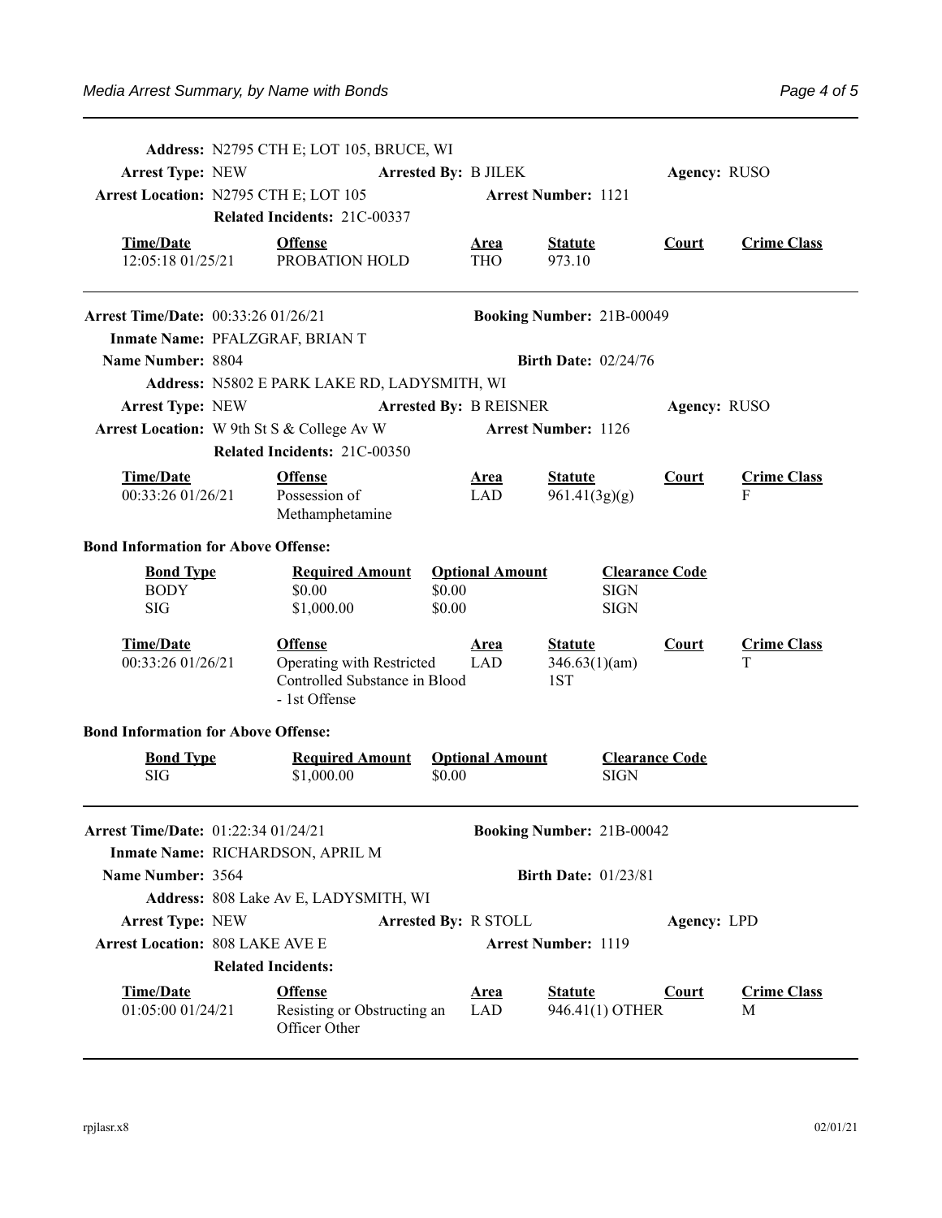**Address:** N2795 CTH E; LOT 105, BRUCE, WI

**Arrest Type:** NEW **Arrested By:** B JILEK **Agency:** RUSO

**Arrest Location:** N2795 CTH E; LOT 105 **Arrest Number:** 1121

**Related Incidents:** 21C-00337

| Time/Date | Offense | Area | Statute | Court | Crime Class |
|---|---|---|---|---|---|
| 12:05:18 01/25/21 | PROBATION HOLD | THO | 973.10 | | |

---

**Arrest Time/Date:** 00:33:26 01/26/21 **Booking Number:** 21B-00049

**Inmate Name:** PFALZGRAF, BRIAN T

**Name Number:** 8804 **Birth Date:** 02/24/76

**Address:** N5802 E PARK LAKE RD, LADYSMITH, WI

**Arrest Type:** NEW **Arrested By:** B REISNER **Agency:** RUSO

**Arrest Location:** W 9th St S & College Av W **Arrest Number:** 1126

**Related Incidents:** 21C-00350

| Time/Date | Offense | Area | Statute | Court | Crime Class |
|---|---|---|---|---|---|
| 00:33:26 01/26/21 | Possession of Methamphetamine | LAD | 961.41(3g)(g) | | F |

**Bond Information for Above Offense:**

| Bond Type | Required Amount | Optional Amount | Clearance Code |
|---|---|---|---|
| BODY | $0.00 | $0.00 | SIGN |
| SIG | $1,000.00 | $0.00 | SIGN |

| Time/Date | Offense | Area | Statute | Court | Crime Class |
|---|---|---|---|---|---|
| 00:33:26 01/26/21 | Operating with Restricted Controlled Substance in Blood - 1st Offense | LAD | 346.63(1)(am) 1ST | | T |

**Bond Information for Above Offense:**

| Bond Type | Required Amount | Optional Amount | Clearance Code |
|---|---|---|---|
| SIG | $1,000.00 | $0.00 | SIGN |

---

**Arrest Time/Date:** 01:22:34 01/24/21 **Booking Number:** 21B-00042

**Inmate Name:** RICHARDSON, APRIL M

**Name Number:** 3564 **Birth Date:** 01/23/81

**Address:** 808 Lake Av E, LADYSMITH, WI

**Arrest Type:** NEW **Arrested By:** R STOLL **Agency:** LPD

**Arrest Location:** 808 LAKE AVE E **Arrest Number:** 1119

**Related Incidents:**

| Time/Date | Offense | Area | Statute | Court | Crime Class |
|---|---|---|---|---|---|
| 01:05:00 01/24/21 | Resisting or Obstructing an Officer Other | LAD | 946.41(1) OTHER | | M |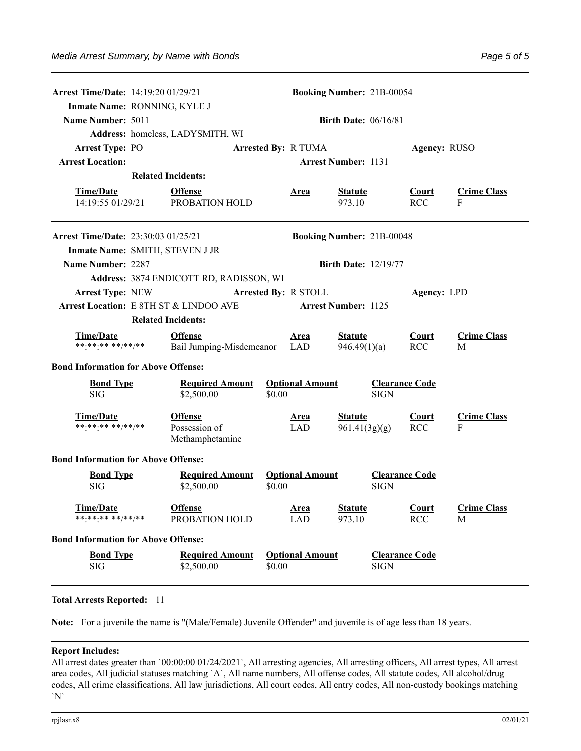**Arrest Time/Date:** 14:19:20 01/29/21 **Booking Number:** 21B-00054

**Inmate Name:** RONNING, KYLE J

**Name Number:** 5011 **Birth Date:** 06/16/81

**Address:** homeless, LADYSMITH, WI

**Arrest Type:** PO **Arrested By:** R TUMA **Agency:** RUSO

**Arrest Location:** **Arrest Number:** 1131

**Related Incidents:**

| Time/Date | Offense | Area | Statute | Court | Crime Class |
|---|---|---|---|---|---|
| 14:19:55 01/29/21 | PROBATION HOLD | | 973.10 | RCC | F |

---

**Arrest Time/Date:** 23:30:03 01/25/21 **Booking Number:** 21B-00048

**Inmate Name:** SMITH, STEVEN J JR

**Name Number:** 2287 **Birth Date:** 12/19/77

**Address:** 3874 ENDICOTT RD, RADISSON, WI

**Arrest Type:** NEW **Arrested By:** R STOLL **Agency:** LPD

**Arrest Location:** E 8TH ST & LINDOO AVE **Arrest Number:** 1125

**Related Incidents:**

| Time/Date | Offense | Area | Statute | Court | Crime Class |
|---|---|---|---|---|---|
| **:**:** **/**/** | Bail Jumping-Misdemeanor | LAD | 946.49(1)(a) | RCC | M |

**Bond Information for Above Offense:**

| Bond Type | Required Amount | Optional Amount | Clearance Code |
|---|---|---|---|
| SIG | $2,500.00 | $0.00 | SIGN |

| Time/Date | Offense | Area | Statute | Court | Crime Class |
|---|---|---|---|---|---|
| **:**:** **/**/** | Possession of Methamphetamine | LAD | 961.41(3g)(g) | RCC | F |

**Bond Information for Above Offense:**

| Bond Type | Required Amount | Optional Amount | Clearance Code |
|---|---|---|---|
| SIG | $2,500.00 | $0.00 | SIGN |

| Time/Date | Offense | Area | Statute | Court | Crime Class |
|---|---|---|---|---|---|
| **:**:** **/**/** | PROBATION HOLD | LAD | 973.10 | RCC | M |

**Bond Information for Above Offense:**

| Bond Type | Required Amount | Optional Amount | Clearance Code |
|---|---|---|---|
| SIG | $2,500.00 | $0.00 | SIGN |

---

**Total Arrests Reported:** 11

**Note:** For a juvenile the name is "(Male/Female) Juvenile Offender" and juvenile is of age less than 18 years.

**Report Includes:**

All arrest dates greater than `00:00:00 01/24/2021`, All arresting agencies, All arresting officers, All arrest types, All arrest area codes, All judicial statuses matching `A`, All name numbers, All offense codes, All statute codes, All alcohol/drug codes, All crime classifications, All law jurisdictions, All court codes, All entry codes, All non-custody bookings matching `N`

rpjlasr.x8 02/01/21